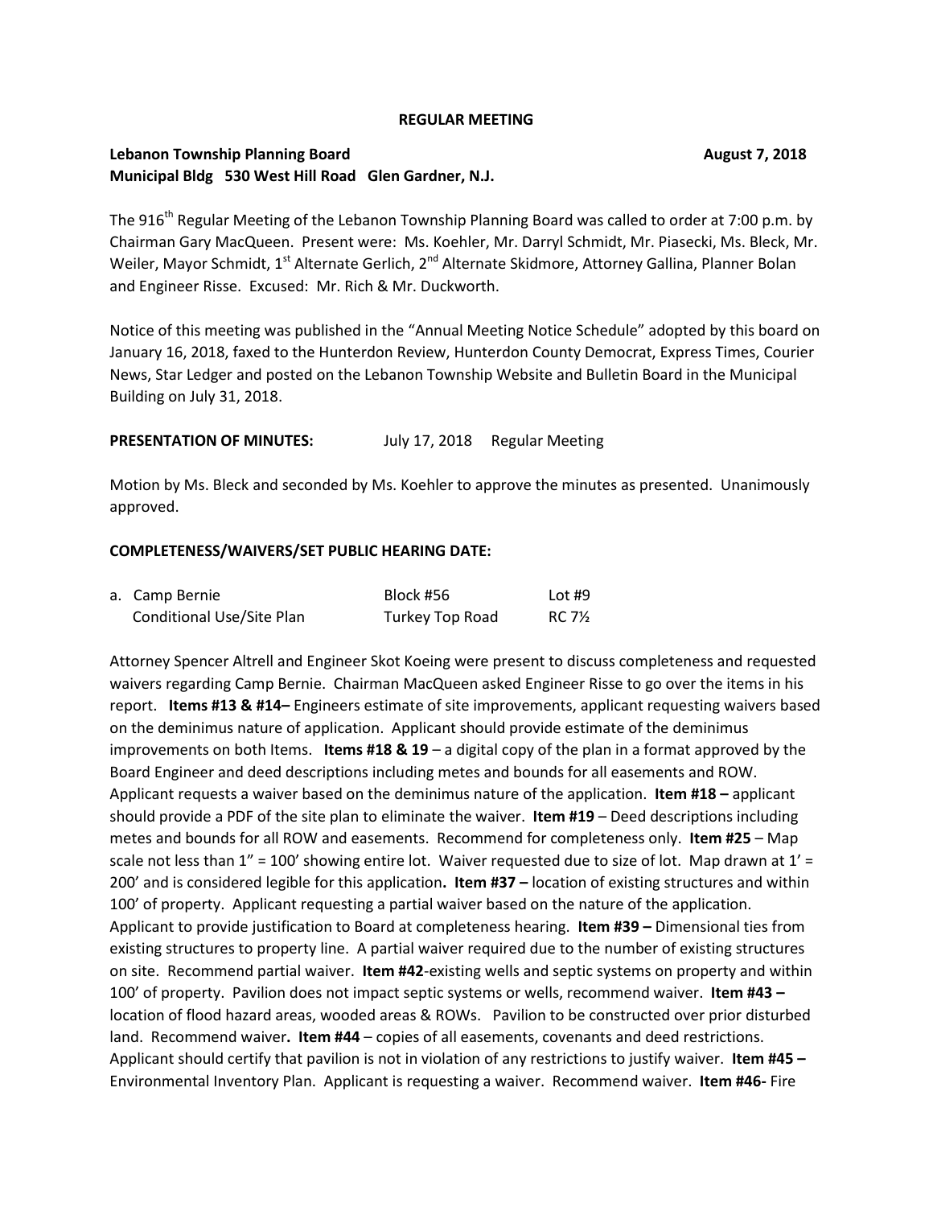**REGULAR MEETING**

**Lebanon Township Planning Board** **August 7, 2018**
**Municipal Bldg 530 West Hill Road Glen Gardner, N.J.**

The 916th Regular Meeting of the Lebanon Township Planning Board was called to order at 7:00 p.m. by Chairman Gary MacQueen. Present were: Ms. Koehler, Mr. Darryl Schmidt, Mr. Piasecki, Ms. Bleck, Mr. Weiler, Mayor Schmidt, 1st Alternate Gerlich, 2nd Alternate Skidmore, Attorney Gallina, Planner Bolan and Engineer Risse. Excused: Mr. Rich & Mr. Duckworth.

Notice of this meeting was published in the "Annual Meeting Notice Schedule" adopted by this board on January 16, 2018, faxed to the Hunterdon Review, Hunterdon County Democrat, Express Times, Courier News, Star Ledger and posted on the Lebanon Township Website and Bulletin Board in the Municipal Building on July 31, 2018.

**PRESENTATION OF MINUTES:** July 17, 2018 Regular Meeting

Motion by Ms. Bleck and seconded by Ms. Koehler to approve the minutes as presented. Unanimously approved.

**COMPLETENESS/WAIVERS/SET PUBLIC HEARING DATE:**

| a. Camp Bernie | Block #56 | Lot #9 |
|---|---|---|
| Conditional Use/Site Plan | Turkey Top Road | RC 7½ |

Attorney Spencer Altrell and Engineer Skot Koeing were present to discuss completeness and requested waivers regarding Camp Bernie. Chairman MacQueen asked Engineer Risse to go over the items in his report. **Items #13 & #14–** Engineers estimate of site improvements, applicant requesting waivers based on the deminimus nature of application. Applicant should provide estimate of the deminimus improvements on both Items. **Items #18 & 19** – a digital copy of the plan in a format approved by the Board Engineer and deed descriptions including metes and bounds for all easements and ROW. Applicant requests a waiver based on the deminimus nature of the application. **Item #18 –** applicant should provide a PDF of the site plan to eliminate the waiver. **Item #19** – Deed descriptions including metes and bounds for all ROW and easements. Recommend for completeness only. **Item #25** – Map scale not less than 1" = 100' showing entire lot. Waiver requested due to size of lot. Map drawn at 1' = 200' and is considered legible for this application**. Item #37 –** location of existing structures and within 100' of property. Applicant requesting a partial waiver based on the nature of the application. Applicant to provide justification to Board at completeness hearing. **Item #39 –** Dimensional ties from existing structures to property line. A partial waiver required due to the number of existing structures on site. Recommend partial waiver. **Item #42**-existing wells and septic systems on property and within 100' of property. Pavilion does not impact septic systems or wells, recommend waiver. **Item #43 –** location of flood hazard areas, wooded areas & ROWs. Pavilion to be constructed over prior disturbed land. Recommend waiver**. Item #44** – copies of all easements, covenants and deed restrictions. Applicant should certify that pavilion is not in violation of any restrictions to justify waiver. **Item #45 –** Environmental Inventory Plan. Applicant is requesting a waiver. Recommend waiver. **Item #46-** Fire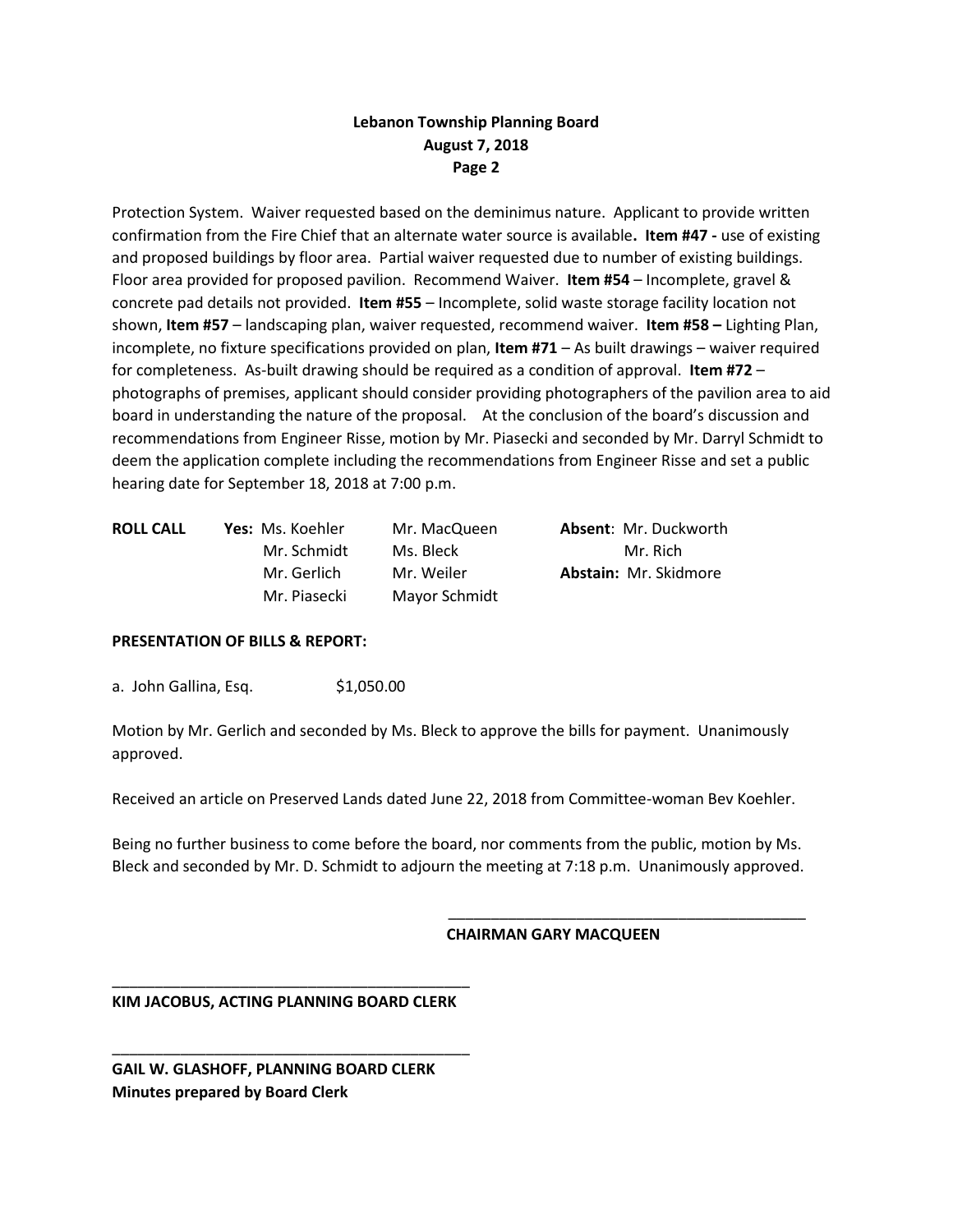Protection System. Waiver requested based on the deminimus nature. Applicant to provide written confirmation from the Fire Chief that an alternate water source is available**. Item #47 -** use of existing and proposed buildings by floor area. Partial waiver requested due to number of existing buildings. Floor area provided for proposed pavilion. Recommend Waiver. **Item #54** – Incomplete, gravel & concrete pad details not provided. **Item #55** – Incomplete, solid waste storage facility location not shown, **Item #57** – landscaping plan, waiver requested, recommend waiver. **Item #58 –** Lighting Plan, incomplete, no fixture specifications provided on plan, **Item #71** – As built drawings – waiver required for completeness. As-built drawing should be required as a condition of approval. **Item #72** – photographs of premises, applicant should consider providing photographers of the pavilion area to aid board in understanding the nature of the proposal. At the conclusion of the board's discussion and recommendations from Engineer Risse, motion by Mr. Piasecki and seconded by Mr. Darryl Schmidt to deem the application complete including the recommendations from Engineer Risse and set a public hearing date for September 18, 2018 at 7:00 p.m.

| | | | |
|---|---|---|---|
| **ROLL CALL** | **Yes:** Ms. Koehler | Mr. MacQueen | **Absent**: Mr. Duckworth |
| | Mr. Schmidt | Ms. Bleck | Mr. Rich |
| | Mr. Gerlich | Mr. Weiler | **Abstain:** Mr. Skidmore |
| | Mr. Piasecki | Mayor Schmidt | |

**PRESENTATION OF BILLS & REPORT:**

a. John Gallina, Esq. $1,050.00

Motion by Mr. Gerlich and seconded by Ms. Bleck to approve the bills for payment. Unanimously approved.

Received an article on Preserved Lands dated June 22, 2018 from Committee-woman Bev Koehler.

Being no further business to come before the board, nor comments from the public, motion by Ms. Bleck and seconded by Mr. D. Schmidt to adjourn the meeting at 7:18 p.m. Unanimously approved.

\_\_\_\_\_\_\_\_\_\_\_\_\_\_\_\_\_\_\_\_\_\_\_\_\_\_\_\_\_\_\_\_\_\_\_\_\_\_\_\_\_\_\_\_

**CHAIRMAN GARY MACQUEEN**

\_\_\_\_\_\_\_\_\_\_\_\_\_\_\_\_\_\_\_\_\_\_\_\_\_\_\_\_\_\_\_\_\_\_\_\_\_\_\_\_\_\_\_\_

**KIM JACOBUS, ACTING PLANNING BOARD CLERK**

\_\_\_\_\_\_\_\_\_\_\_\_\_\_\_\_\_\_\_\_\_\_\_\_\_\_\_\_\_\_\_\_\_\_\_\_\_\_\_\_\_\_\_\_

**GAIL W. GLASHOFF, PLANNING BOARD CLERK**
**Minutes prepared by Board Clerk**